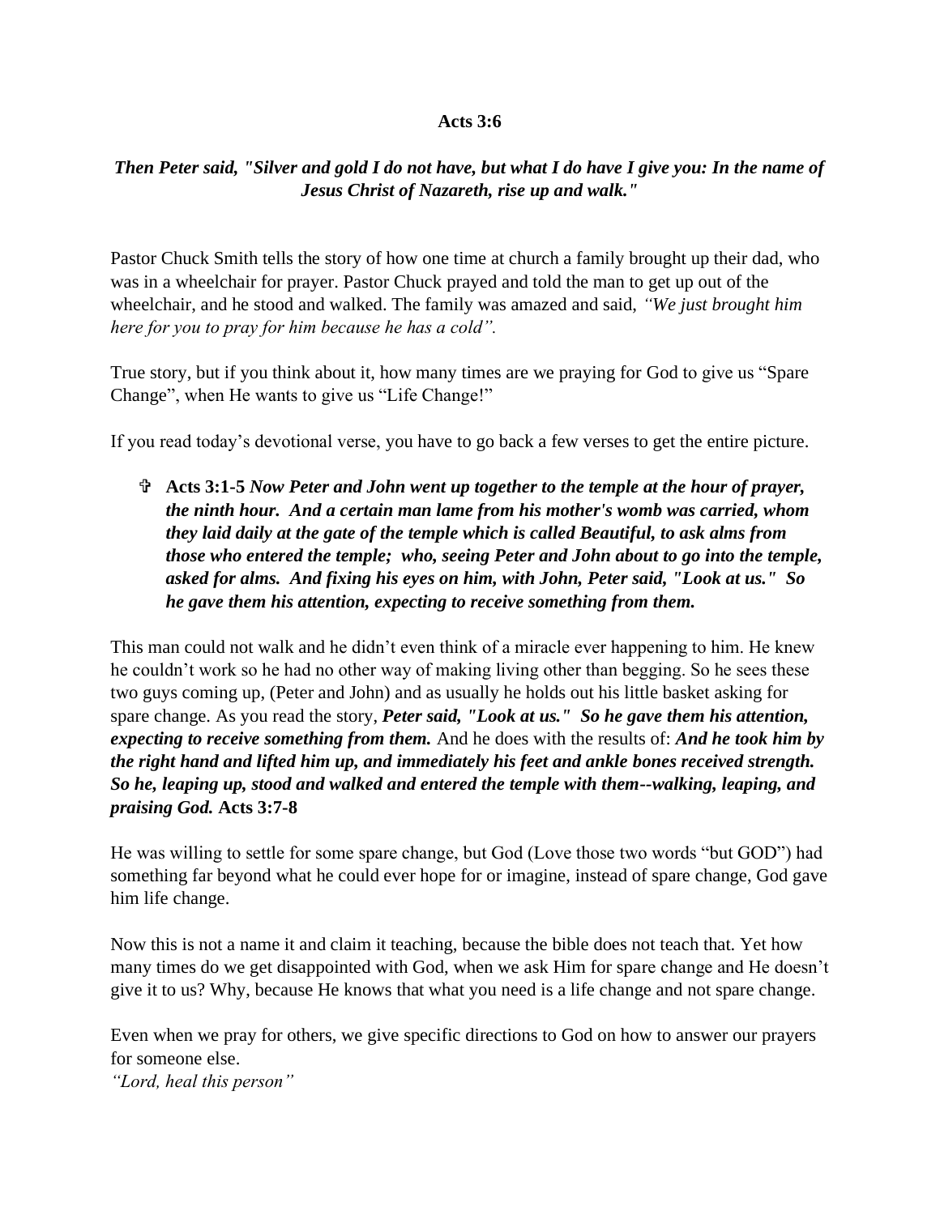**Acts 3:6**

***Then Peter said, "Silver and gold I do not have, but what I do have I give you: In the name of Jesus Christ of Nazareth, rise up and walk."***

Pastor Chuck Smith tells the story of how one time at church a family brought up their dad, who was in a wheelchair for prayer. Pastor Chuck prayed and told the man to get up out of the wheelchair, and he stood and walked. The family was amazed and said, *"We just brought him here for you to pray for him because he has a cold".*

True story, but if you think about it, how many times are we praying for God to give us "Spare Change", when He wants to give us "Life Change!"

If you read today's devotional verse, you have to go back a few verses to get the entire picture.

- ✞ **Acts 3:1-5** ***Now Peter and John went up together to the temple at the hour of prayer, the ninth hour. And a certain man lame from his mother's womb was carried, whom they laid daily at the gate of the temple which is called Beautiful, to ask alms from those who entered the temple; who, seeing Peter and John about to go into the temple, asked for alms. And fixing his eyes on him, with John, Peter said, "Look at us." So he gave them his attention, expecting to receive something from them.***

This man could not walk and he didn't even think of a miracle ever happening to him. He knew he couldn't work so he had no other way of making living other than begging. So he sees these two guys coming up, (Peter and John) and as usually he holds out his little basket asking for spare change. As you read the story, ***Peter said, "Look at us." So he gave them his attention, expecting to receive something from them.*** And he does with the results of: ***And he took him by the right hand and lifted him up, and immediately his feet and ankle bones received strength. So he, leaping up, stood and walked and entered the temple with them--walking, leaping, and praising God.*** **Acts 3:7-8**

He was willing to settle for some spare change, but God (Love those two words "but GOD") had something far beyond what he could ever hope for or imagine, instead of spare change, God gave him life change.

Now this is not a name it and claim it teaching, because the bible does not teach that. Yet how many times do we get disappointed with God, when we ask Him for spare change and He doesn't give it to us? Why, because He knows that what you need is a life change and not spare change.

Even when we pray for others, we give specific directions to God on how to answer our prayers for someone else.
*"Lord, heal this person"*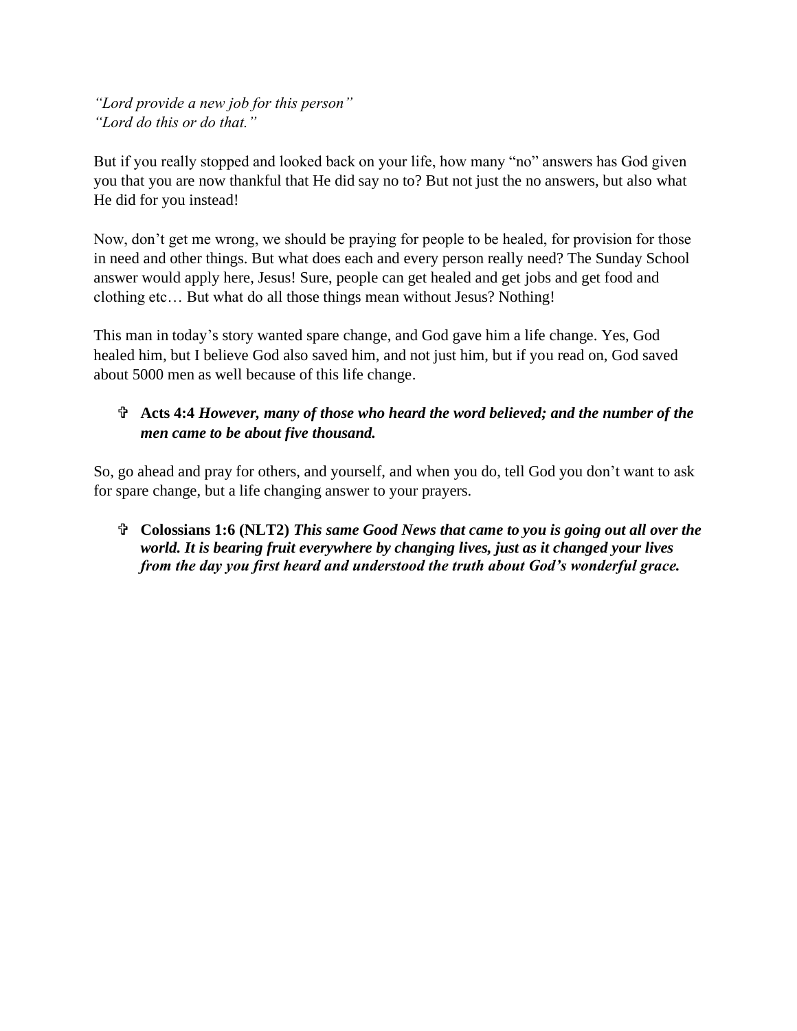*"Lord provide a new job for this person"*
*"Lord do this or do that."*

But if you really stopped and looked back on your life, how many "no" answers has God given you that you are now thankful that He did say no to? But not just the no answers, but also what He did for you instead!

Now, don't get me wrong, we should be praying for people to be healed, for provision for those in need and other things. But what does each and every person really need? The Sunday School answer would apply here, Jesus! Sure, people can get healed and get jobs and get food and clothing etc… But what do all those things mean without Jesus? Nothing!

This man in today's story wanted spare change, and God gave him a life change. Yes, God healed him, but I believe God also saved him, and not just him, but if you read on, God saved about 5000 men as well because of this life change.

- ✞ **Acts 4:4** ***However, many of those who heard the word believed; and the number of the men came to be about five thousand.***

So, go ahead and pray for others, and yourself, and when you do, tell God you don't want to ask for spare change, but a life changing answer to your prayers.

- ✞ **Colossians 1:6 (NLT2)** ***This same Good News that came to you is going out all over the world. It is bearing fruit everywhere by changing lives, just as it changed your lives from the day you first heard and understood the truth about God's wonderful grace.***